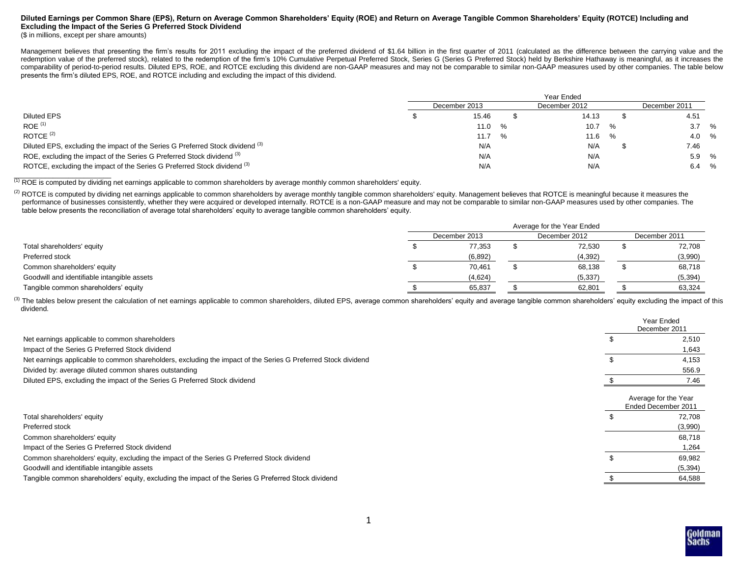## Diluted Earnings per Common Share (EPS), Return on Average Common Shareholders' Equity (ROE) and Return on Average Tangible Common Shareholders' Equity (ROTCE) Including and Excluding the Impact of the Series G Preferred Stock Dividend

($ in millions, except per share amounts)

Management believes that presenting the firm's results for 2011 excluding the impact of the preferred dividend of $1.64 billion in the first quarter of 2011 (calculated as the difference between the carrying value and the redemption value of the preferred stock), related to the redemption of the firm's 10% Cumulative Perpetual Preferred Stock, Series G (Series G Preferred Stock) held by Berkshire Hathaway is meaningful, as it increases the comparability of period-to-period results. Diluted EPS, ROE, and ROTCE excluding this dividend are non-GAAP measures and may not be comparable to similar non-GAAP measures used by other companies. The table below presents the firm's diluted EPS, ROE, and ROTCE including and excluding the impact of this dividend.

| | Year Ended | | |
|---|---|---|---|
| | December 2013 | December 2012 | December 2011 |
| Diluted EPS | $ 15.46 | $ 14.13 | $ 4.51 |
| ROE [1] | 11.0 % | 10.7 % | 3.7 % |
| ROTCE [2] | 11.7 % | 11.6 % | 4.0 % |
| Diluted EPS, excluding the impact of the Series G Preferred Stock dividend [3] | N/A | N/A | $ 7.46 |
| ROE, excluding the impact of the Series G Preferred Stock dividend [3] | N/A | N/A | 5.9 % |
| ROTCE, excluding the impact of the Series G Preferred Stock dividend [3] | N/A | N/A | 6.4 % |

[1] ROE is computed by dividing net earnings applicable to common shareholders by average monthly common shareholders' equity.

[2] ROTCE is computed by dividing net earnings applicable to common shareholders by average monthly tangible common shareholders' equity. Management believes that ROTCE is meaningful because it measures the performance of businesses consistently, whether they were acquired or developed internally. ROTCE is a non-GAAP measure and may not be comparable to similar non-GAAP measures used by other companies. The table below presents the reconciliation of average total shareholders' equity to average tangible common shareholders' equity.

| | Average for the Year Ended | | |
|---|---|---|---|
| | December 2013 | December 2012 | December 2011 |
| Total shareholders' equity | $ 77,353 | $ 72,530 | $ 72,708 |
| Preferred stock | (6,892) | (4,392) | (3,990) |
| Common shareholders' equity | $ 70,461 | $ 68,138 | $ 68,718 |
| Goodwill and identifiable intangible assets | (4,624) | (5,337) | (5,394) |
| Tangible common shareholders' equity | $ 65,837 | $ 62,801 | $ 63,324 |

[3] The tables below present the calculation of net earnings applicable to common shareholders, diluted EPS, average common shareholders' equity and average tangible common shareholders' equity excluding the impact of this dividend.

| | Year Ended December 2011 |
|---|---|
| Net earnings applicable to common shareholders | $ 2,510 |
| Impact of the Series G Preferred Stock dividend | 1,643 |
| Net earnings applicable to common shareholders, excluding the impact of the Series G Preferred Stock dividend | $ 4,153 |
| Divided by: average diluted common shares outstanding | 556.9 |
| Diluted EPS, excluding the impact of the Series G Preferred Stock dividend | $ 7.46 |

| | Average for the Year Ended December 2011 |
|---|---|
| Total shareholders' equity | $ 72,708 |
| Preferred stock | (3,990) |
| Common shareholders' equity | 68,718 |
| Impact of the Series G Preferred Stock dividend | 1,264 |
| Common shareholders' equity, excluding the impact of the Series G Preferred Stock dividend | $ 69,982 |
| Goodwill and identifiable intangible assets | (5,394) |
| Tangible common shareholders' equity, excluding the impact of the Series G Preferred Stock dividend | $ 64,588 |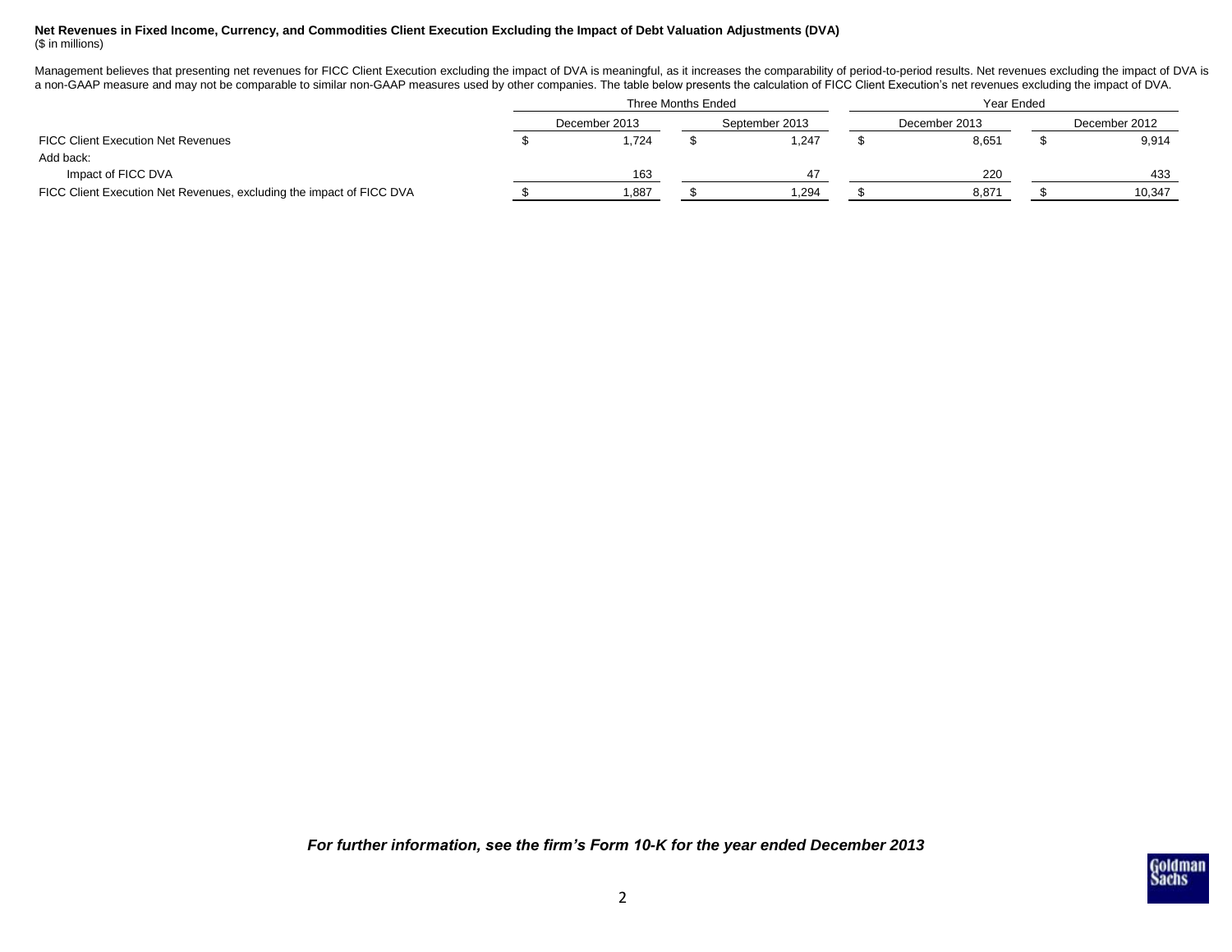**Net Revenues in Fixed Income, Currency, and Commodities Client Execution Excluding the Impact of Debt Valuation Adjustments (DVA)**
($ in millions)

Management believes that presenting net revenues for FICC Client Execution excluding the impact of DVA is meaningful, as it increases the comparability of period-to-period results. Net revenues excluding the impact of DVA is a non-GAAP measure and may not be comparable to similar non-GAAP measures used by other companies. The table below presents the calculation of FICC Client Execution's net revenues excluding the impact of DVA.

| | Three Months Ended | | Year Ended | |
|---|---|---|---|---|
| | December 2013 | September 2013 | December 2013 | December 2012 |
| FICC Client Execution Net Revenues | $ 1,724 | $ 1,247 | $ 8,651 | $ 9,914 |
| Add back: | | | | |
| Impact of FICC DVA | 163 | 47 | 220 | 433 |
| FICC Client Execution Net Revenues, excluding the impact of FICC DVA | $ 1,887 | $ 1,294 | $ 8,871 | $ 10,347 |

***For further information, see the firm's Form 10-K for the year ended December 2013***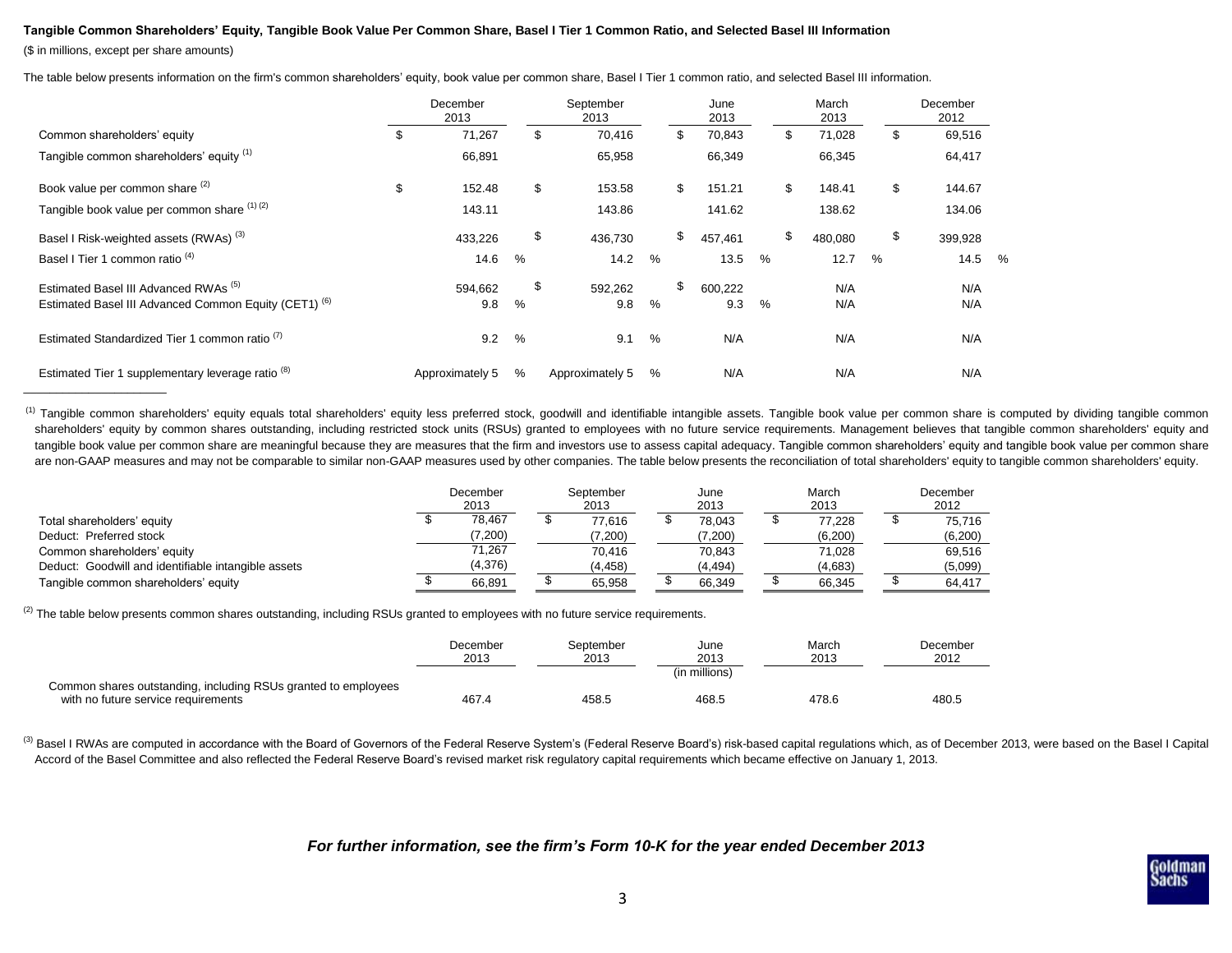**Tangible Common Shareholders' Equity, Tangible Book Value Per Common Share, Basel I Tier 1 Common Ratio, and Selected Basel III Information**

($ in millions, except per share amounts)

The table below presents information on the firm's common shareholders' equity, book value per common share, Basel I Tier 1 common ratio, and selected Basel III information.

| | December 2013 | September 2013 | June 2013 | March 2013 | December 2012 |
|---|---|---|---|---|---|
| Common shareholders' equity | $ 71,267 | $ 70,416 | $ 70,843 | $ 71,028 | $ 69,516 |
| Tangible common shareholders' equity [1] | 66,891 | 65,958 | 66,349 | 66,345 | 64,417 |
| Book value per common share [2] | $ 152.48 | $ 153.58 | $ 151.21 | $ 148.41 | $ 144.67 |
| Tangible book value per common share [1] [2] | 143.11 | 143.86 | 141.62 | 138.62 | 134.06 |
| Basel I Risk-weighted assets (RWAs) [3] | 433,226 | $ 436,730 | $ 457,461 | $ 480,080 | $ 399,928 |
| Basel I Tier 1 common ratio [4] | 14.6 % | 14.2 % | 13.5 % | 12.7 % | 14.5 % |
| Estimated Basel III Advanced RWAs [5] | 594,662 | $ 592,262 | $ 600,222 | N/A | N/A |
| Estimated Basel III Advanced Common Equity (CET1) [6] | 9.8 % | 9.8 % | 9.3 % | N/A | N/A |
| Estimated Standardized Tier 1 common ratio [7] | 9.2 % | 9.1 % | N/A | N/A | N/A |
| Estimated Tier 1 supplementary leverage ratio [8] | Approximately 5 % | Approximately 5 % | N/A | N/A | N/A |

[1] Tangible common shareholders' equity equals total shareholders' equity less preferred stock, goodwill and identifiable intangible assets. Tangible book value per common share is computed by dividing tangible common shareholders' equity by common shares outstanding, including restricted stock units (RSUs) granted to employees with no future service requirements. Management believes that tangible common shareholders' equity and tangible book value per common share are meaningful because they are measures that the firm and investors use to assess capital adequacy. Tangible common shareholders' equity and tangible book value per common share are non-GAAP measures and may not be comparable to similar non-GAAP measures used by other companies. The table below presents the reconciliation of total shareholders' equity to tangible common shareholders' equity.

| | December 2013 | September 2013 | June 2013 | March 2013 | December 2012 |
|---|---|---|---|---|---|
| Total shareholders' equity | $ 78,467 | $ 77,616 | $ 78,043 | $ 77,228 | $ 75,716 |
| Deduct: Preferred stock | (7,200) | (7,200) | (7,200) | (6,200) | (6,200) |
| Common shareholders' equity | 71,267 | 70,416 | 70,843 | 71,028 | 69,516 |
| Deduct: Goodwill and identifiable intangible assets | (4,376) | (4,458) | (4,494) | (4,683) | (5,099) |
| Tangible common shareholders' equity | $ 66,891 | $ 65,958 | $ 66,349 | $ 66,345 | $ 64,417 |

[2] The table below presents common shares outstanding, including RSUs granted to employees with no future service requirements.

| | December 2013 | September 2013 | June 2013 | March 2013 | December 2012 |
|---|---|---|---|---|---|
| | | | (in millions) | | |
| Common shares outstanding, including RSUs granted to employees with no future service requirements | 467.4 | 458.5 | 468.5 | 478.6 | 480.5 |

[3] Basel I RWAs are computed in accordance with the Board of Governors of the Federal Reserve System's (Federal Reserve Board's) risk-based capital regulations which, as of December 2013, were based on the Basel I Capital Accord of the Basel Committee and also reflected the Federal Reserve Board's revised market risk regulatory capital requirements which became effective on January 1, 2013.

***For further information, see the firm's Form 10-K for the year ended December 2013***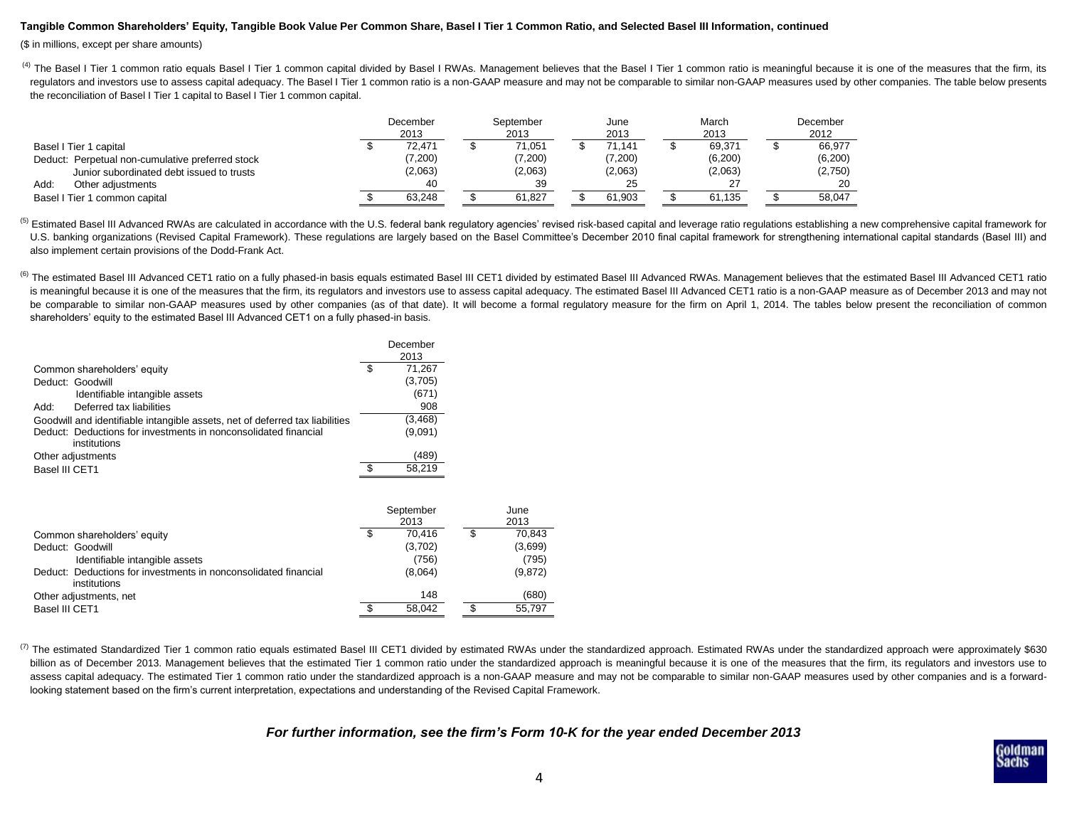**Tangible Common Shareholders' Equity, Tangible Book Value Per Common Share, Basel I Tier 1 Common Ratio, and Selected Basel III Information, continued**

($ in millions, except per share amounts)

[4] The Basel I Tier 1 common ratio equals Basel I Tier 1 common capital divided by Basel I RWAs. Management believes that the Basel I Tier 1 common ratio is meaningful because it is one of the measures that the firm, its regulators and investors use to assess capital adequacy. The Basel I Tier 1 common ratio is a non-GAAP measure and may not be comparable to similar non-GAAP measures used by other companies. The table below presents the reconciliation of Basel I Tier 1 capital to Basel I Tier 1 common capital.

| | December 2013 | September 2013 | June 2013 | March 2013 | December 2012 |
|---|---|---|---|---|---|
| Basel I Tier 1 capital | $ 72,471 | $ 71,051 | $ 71,141 | $ 69,371 | $ 66,977 |
| Deduct: Perpetual non-cumulative preferred stock | (7,200) | (7,200) | (7,200) | (6,200) | (6,200) |
| Junior subordinated debt issued to trusts | (2,063) | (2,063) | (2,063) | (2,063) | (2,750) |
| Add: Other adjustments | 40 | 39 | 25 | 27 | 20 |
| Basel I Tier 1 common capital | $ 63,248 | $ 61,827 | $ 61,903 | $ 61,135 | $ 58,047 |

[5] Estimated Basel III Advanced RWAs are calculated in accordance with the U.S. federal bank regulatory agencies' revised risk-based capital and leverage ratio regulations establishing a new comprehensive capital framework for U.S. banking organizations (Revised Capital Framework). These regulations are largely based on the Basel Committee's December 2010 final capital framework for strengthening international capital standards (Basel III) and also implement certain provisions of the Dodd-Frank Act.

[6] The estimated Basel III Advanced CET1 ratio on a fully phased-in basis equals estimated Basel III CET1 divided by estimated Basel III Advanced RWAs. Management believes that the estimated Basel III Advanced CET1 ratio is meaningful because it is one of the measures that the firm, its regulators and investors use to assess capital adequacy. The estimated Basel III Advanced CET1 ratio is a non-GAAP measure as of December 2013 and may not be comparable to similar non-GAAP measures used by other companies (as of that date). It will become a formal regulatory measure for the firm on April 1, 2014. The tables below present the reconciliation of common shareholders' equity to the estimated Basel III Advanced CET1 on a fully phased-in basis.

| | December 2013 |
|---|---|
| Common shareholders' equity | $ 71,267 |
| Deduct: Goodwill | (3,705) |
| Identifiable intangible assets | (671) |
| Add: Deferred tax liabilities | 908 |
| Goodwill and identifiable intangible assets, net of deferred tax liabilities | (3,468) |
| Deduct: Deductions for investments in nonconsolidated financial institutions | (9,091) |
| Other adjustments | (489) |
| Basel III CET1 | $ 58,219 |

| | September 2013 | June 2013 |
|---|---|---|
| Common shareholders' equity | $ 70,416 | $ 70,843 |
| Deduct: Goodwill | (3,702) | (3,699) |
| Identifiable intangible assets | (756) | (795) |
| Deduct: Deductions for investments in nonconsolidated financial institutions | (8,064) | (9,872) |
| Other adjustments, net | 148 | (680) |
| Basel III CET1 | $ 58,042 | $ 55,797 |

[7] The estimated Standardized Tier 1 common ratio equals estimated Basel III CET1 divided by estimated RWAs under the standardized approach. Estimated RWAs under the standardized approach were approximately $630 billion as of December 2013. Management believes that the estimated Tier 1 common ratio under the standardized approach is meaningful because it is one of the measures that the firm, its regulators and investors use to assess capital adequacy. The estimated Tier 1 common ratio under the standardized approach is a non-GAAP measure and may not be comparable to similar non-GAAP measures used by other companies and is a forward-looking statement based on the firm's current interpretation, expectations and understanding of the Revised Capital Framework.

***For further information, see the firm's Form 10-K for the year ended December 2013***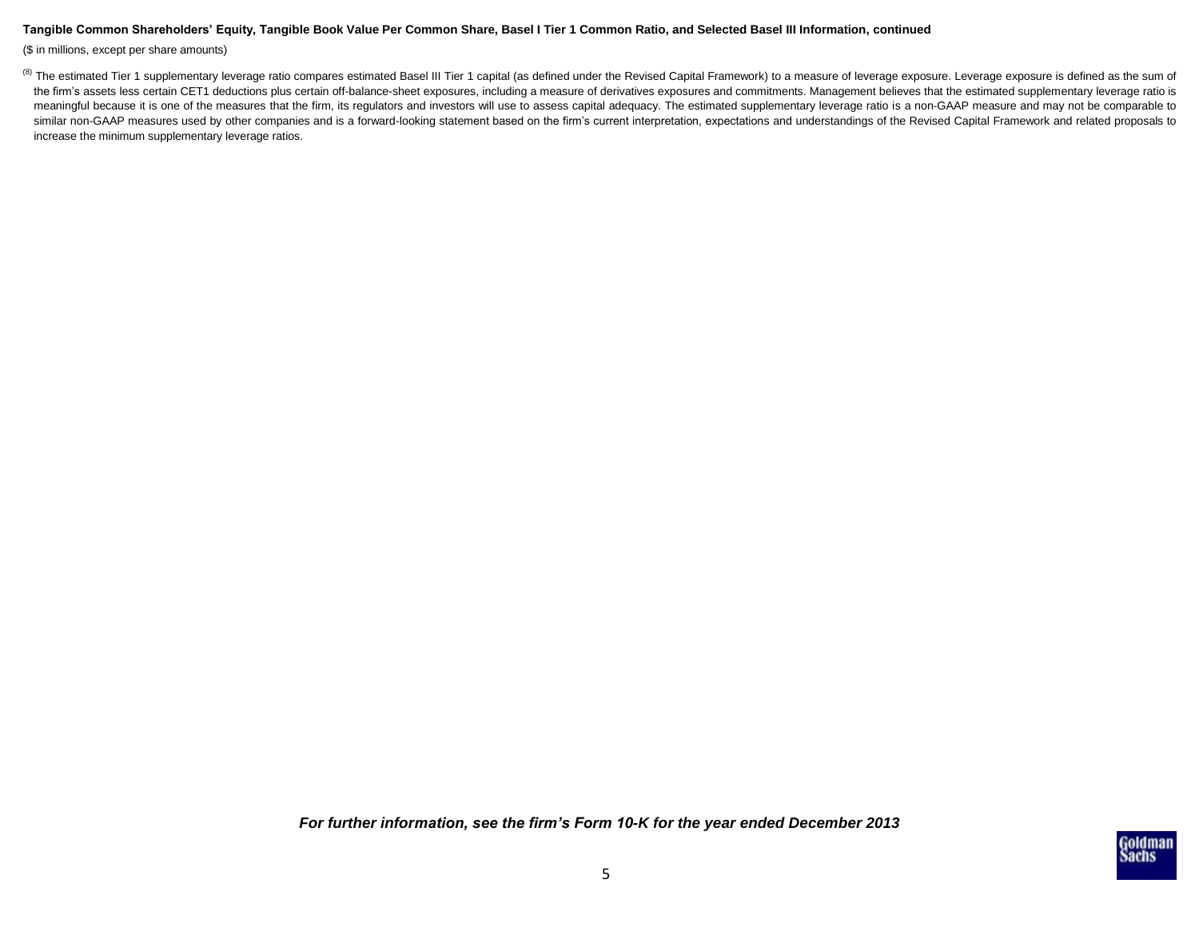**Tangible Common Shareholders' Equity, Tangible Book Value Per Common Share, Basel I Tier 1 Common Ratio, and Selected Basel III Information, continued**

($ in millions, except per share amounts)

[8] The estimated Tier 1 supplementary leverage ratio compares estimated Basel III Tier 1 capital (as defined under the Revised Capital Framework) to a measure of leverage exposure. Leverage exposure is defined as the sum of the firm's assets less certain CET1 deductions plus certain off-balance-sheet exposures, including a measure of derivatives exposures and commitments. Management believes that the estimated supplementary leverage ratio is meaningful because it is one of the measures that the firm, its regulators and investors will use to assess capital adequacy. The estimated supplementary leverage ratio is a non-GAAP measure and may not be comparable to similar non-GAAP measures used by other companies and is a forward-looking statement based on the firm's current interpretation, expectations and understandings of the Revised Capital Framework and related proposals to increase the minimum supplementary leverage ratios.

***For further information, see the firm's Form 10-K for the year ended December 2013***